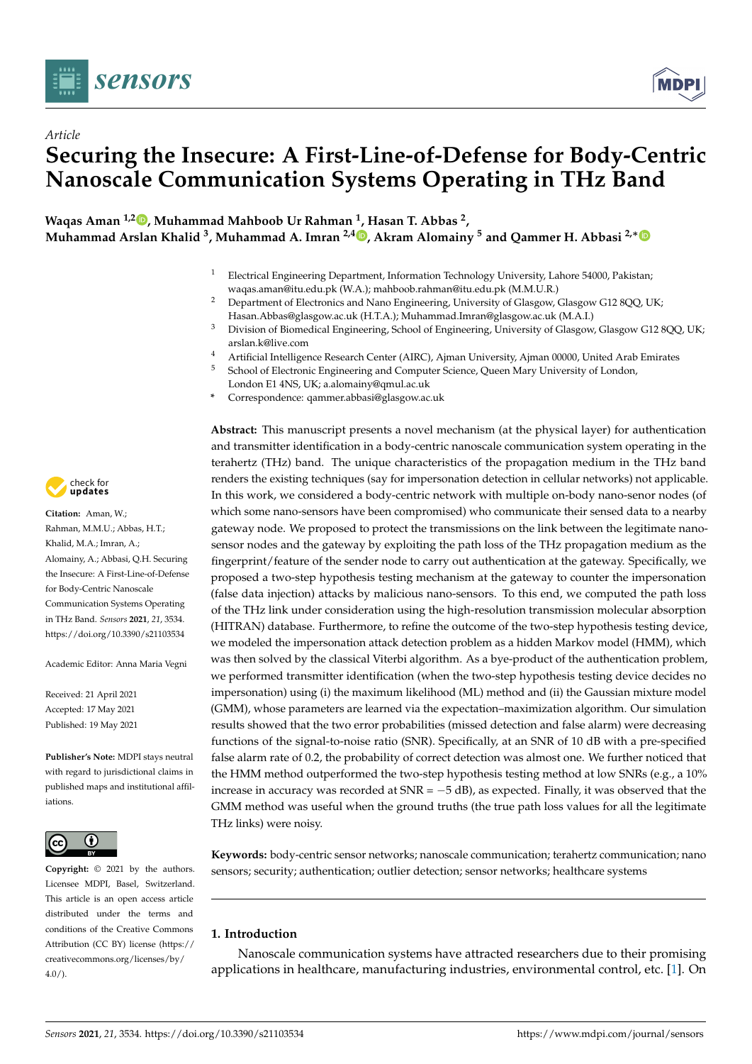*Article*

# Securing the Insecure: A First-Line-of-Defense for Body-Centric Nanoscale Communication Systems Operating in THz Band

**Waqas Aman [1,2], Muhammad Mahboob Ur Rahman [1], Hasan T. Abbas [2], Muhammad Arslan Khalid [3], Muhammad A. Imran [2,4], Akram Alomainy [5] and Qammer H. Abbasi [2,*]**

[1] Electrical Engineering Department, Information Technology University, Lahore 54000, Pakistan; waqas.aman@itu.edu.pk (W.A.); mahboob.rahman@itu.edu.pk (M.M.U.R.)

[2] Department of Electronics and Nano Engineering, University of Glasgow, Glasgow G12 8QQ, UK; Hasan.Abbas@glasgow.ac.uk (H.T.A.); Muhammad.Imran@glasgow.ac.uk (M.A.I.)

[3] Division of Biomedical Engineering, School of Engineering, University of Glasgow, Glasgow G12 8QQ, UK; arslan.k@live.com

[4] Artificial Intelligence Research Center (AIRC), Ajman University, Ajman 00000, United Arab Emirates

[5] School of Electronic Engineering and Computer Science, Queen Mary University of London, London E1 4NS, UK; a.alomainy@qmul.ac.uk

* Correspondence: qammer.abbasi@glasgow.ac.uk

**Citation:** Aman, W.; Rahman, M.M.U.; Abbas, H.T.; Khalid, M.A.; Imran, A.; Alomainy, A.; Abbasi, Q.H. Securing the Insecure: A First-Line-of-Defense for Body-Centric Nanoscale Communication Systems Operating in THz Band. *Sensors* **2021**, *21*, 3534. https://doi.org/10.3390/s21103534

Academic Editor: Anna Maria Vegni

Received: 21 April 2021
Accepted: 17 May 2021
Published: 19 May 2021

**Publisher's Note:** MDPI stays neutral with regard to jurisdictional claims in published maps and institutional affiliations.

**Copyright:** © 2021 by the authors. Licensee MDPI, Basel, Switzerland. This article is an open access article distributed under the terms and conditions of the Creative Commons Attribution (CC BY) license (https://creativecommons.org/licenses/by/4.0/).

**Abstract:** This manuscript presents a novel mechanism (at the physical layer) for authentication and transmitter identification in a body-centric nanoscale communication system operating in the terahertz (THz) band. The unique characteristics of the propagation medium in the THz band renders the existing techniques (say for impersonation detection in cellular networks) not applicable. In this work, we considered a body-centric network with multiple on-body nano-senor nodes (of which some nano-sensors have been compromised) who communicate their sensed data to a nearby gateway node. We proposed to protect the transmissions on the link between the legitimate nano-sensor nodes and the gateway by exploiting the path loss of the THz propagation medium as the fingerprint/feature of the sender node to carry out authentication at the gateway. Specifically, we proposed a two-step hypothesis testing mechanism at the gateway to counter the impersonation (false data injection) attacks by malicious nano-sensors. To this end, we computed the path loss of the THz link under consideration using the high-resolution transmission molecular absorption (HITRAN) database. Furthermore, to refine the outcome of the two-step hypothesis testing device, we modeled the impersonation attack detection problem as a hidden Markov model (HMM), which was then solved by the classical Viterbi algorithm. As a bye-product of the authentication problem, we performed transmitter identification (when the two-step hypothesis testing device decides no impersonation) using (i) the maximum likelihood (ML) method and (ii) the Gaussian mixture model (GMM), whose parameters are learned via the expectation–maximization algorithm. Our simulation results showed that the two error probabilities (missed detection and false alarm) were decreasing functions of the signal-to-noise ratio (SNR). Specifically, at an SNR of 10 dB with a pre-specified false alarm rate of 0.2, the probability of correct detection was almost one. We further noticed that the HMM method outperformed the two-step hypothesis testing method at low SNRs (e.g., a 10% increase in accuracy was recorded at SNR = −5 dB), as expected. Finally, it was observed that the GMM method was useful when the ground truths (the true path loss values for all the legitimate THz links) were noisy.

**Keywords:** body-centric sensor networks; nanoscale communication; terahertz communication; nano sensors; security; authentication; outlier detection; sensor networks; healthcare systems

## 1. Introduction

Nanoscale communication systems have attracted researchers due to their promising applications in healthcare, manufacturing industries, environmental control, etc. [1]. On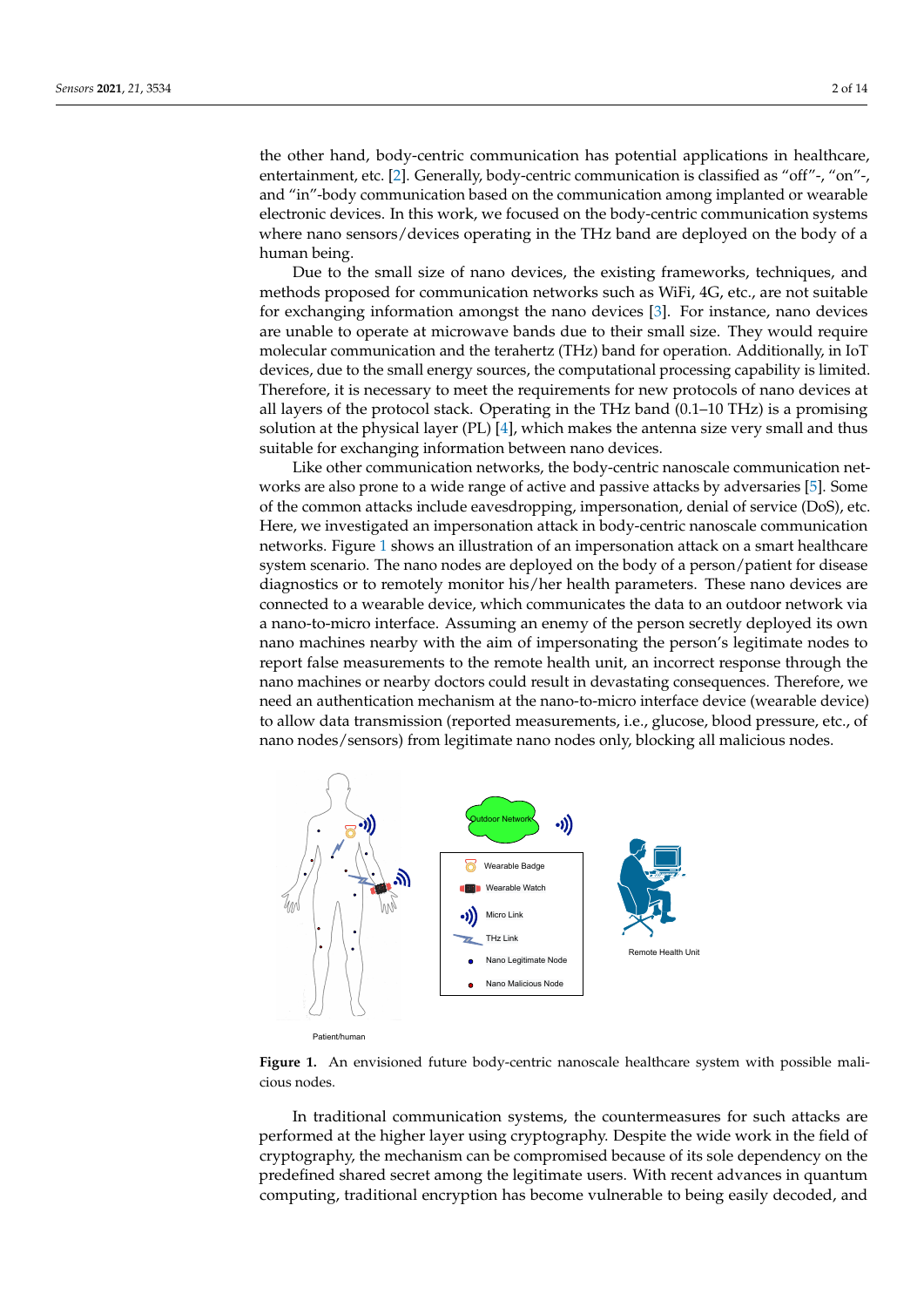the other hand, body-centric communication has potential applications in healthcare, entertainment, etc. [2]. Generally, body-centric communication is classified as "off"-, "on"-, and "in"-body communication based on the communication among implanted or wearable electronic devices. In this work, we focused on the body-centric communication systems where nano sensors/devices operating in the THz band are deployed on the body of a human being.

Due to the small size of nano devices, the existing frameworks, techniques, and methods proposed for communication networks such as WiFi, 4G, etc., are not suitable for exchanging information amongst the nano devices [3]. For instance, nano devices are unable to operate at microwave bands due to their small size. They would require molecular communication and the terahertz (THz) band for operation. Additionally, in IoT devices, due to the small energy sources, the computational processing capability is limited. Therefore, it is necessary to meet the requirements for new protocols of nano devices at all layers of the protocol stack. Operating in the THz band (0.1–10 THz) is a promising solution at the physical layer (PL) [4], which makes the antenna size very small and thus suitable for exchanging information between nano devices.

Like other communication networks, the body-centric nanoscale communication networks are also prone to a wide range of active and passive attacks by adversaries [5]. Some of the common attacks include eavesdropping, impersonation, denial of service (DoS), etc. Here, we investigated an impersonation attack in body-centric nanoscale communication networks. Figure 1 shows an illustration of an impersonation attack on a smart healthcare system scenario. The nano nodes are deployed on the body of a person/patient for disease diagnostics or to remotely monitor his/her health parameters. These nano devices are connected to a wearable device, which communicates the data to an outdoor network via a nano-to-micro interface. Assuming an enemy of the person secretly deployed its own nano machines nearby with the aim of impersonating the person's legitimate nodes to report false measurements to the remote health unit, an incorrect response through the nano machines or nearby doctors could result in devastating consequences. Therefore, we need an authentication mechanism at the nano-to-micro interface device (wearable device) to allow data transmission (reported measurements, i.e., glucose, blood pressure, etc., of nano nodes/sensors) from legitimate nano nodes only, blocking all malicious nodes.

**Figure 1.** An envisioned future body-centric nanoscale healthcare system with possible malicious nodes.

In traditional communication systems, the countermeasures for such attacks are performed at the higher layer using cryptography. Despite the wide work in the field of cryptography, the mechanism can be compromised because of its sole dependency on the predefined shared secret among the legitimate users. With recent advances in quantum computing, traditional encryption has become vulnerable to being easily decoded, and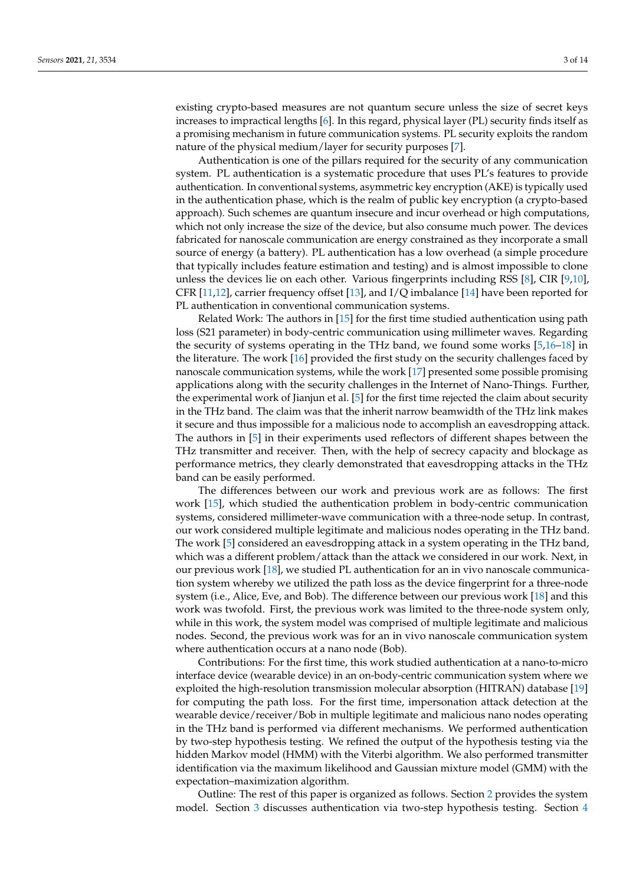existing crypto-based measures are not quantum secure unless the size of secret keys increases to impractical lengths [6]. In this regard, physical layer (PL) security finds itself as a promising mechanism in future communication systems. PL security exploits the random nature of the physical medium/layer for security purposes [7].

Authentication is one of the pillars required for the security of any communication system. PL authentication is a systematic procedure that uses PL's features to provide authentication. In conventional systems, asymmetric key encryption (AKE) is typically used in the authentication phase, which is the realm of public key encryption (a crypto-based approach). Such schemes are quantum insecure and incur overhead or high computations, which not only increase the size of the device, but also consume much power. The devices fabricated for nanoscale communication are energy constrained as they incorporate a small source of energy (a battery). PL authentication has a low overhead (a simple procedure that typically includes feature estimation and testing) and is almost impossible to clone unless the devices lie on each other. Various fingerprints including RSS [8], CIR [9,10], CFR [11,12], carrier frequency offset [13], and I/Q imbalance [14] have been reported for PL authentication in conventional communication systems.

Related Work: The authors in [15] for the first time studied authentication using path loss (S21 parameter) in body-centric communication using millimeter waves. Regarding the security of systems operating in the THz band, we found some works [5,16–18] in the literature. The work [16] provided the first study on the security challenges faced by nanoscale communication systems, while the work [17] presented some possible promising applications along with the security challenges in the Internet of Nano-Things. Further, the experimental work of Jianjun et al. [5] for the first time rejected the claim about security in the THz band. The claim was that the inherit narrow beamwidth of the THz link makes it secure and thus impossible for a malicious node to accomplish an eavesdropping attack. The authors in [5] in their experiments used reflectors of different shapes between the THz transmitter and receiver. Then, with the help of secrecy capacity and blockage as performance metrics, they clearly demonstrated that eavesdropping attacks in the THz band can be easily performed.

The differences between our work and previous work are as follows: The first work [15], which studied the authentication problem in body-centric communication systems, considered millimeter-wave communication with a three-node setup. In contrast, our work considered multiple legitimate and malicious nodes operating in the THz band. The work [5] considered an eavesdropping attack in a system operating in the THz band, which was a different problem/attack than the attack we considered in our work. Next, in our previous work [18], we studied PL authentication for an in vivo nanoscale communication system whereby we utilized the path loss as the device fingerprint for a three-node system (i.e., Alice, Eve, and Bob). The difference between our previous work [18] and this work was twofold. First, the previous work was limited to the three-node system only, while in this work, the system model was comprised of multiple legitimate and malicious nodes. Second, the previous work was for an in vivo nanoscale communication system where authentication occurs at a nano node (Bob).

Contributions: For the first time, this work studied authentication at a nano-to-micro interface device (wearable device) in an on-body-centric communication system where we exploited the high-resolution transmission molecular absorption (HITRAN) database [19] for computing the path loss. For the first time, impersonation attack detection at the wearable device/receiver/Bob in multiple legitimate and malicious nano nodes operating in the THz band is performed via different mechanisms. We performed authentication by two-step hypothesis testing. We refined the output of the hypothesis testing via the hidden Markov model (HMM) with the Viterbi algorithm. We also performed transmitter identification via the maximum likelihood and Gaussian mixture model (GMM) with the expectation–maximization algorithm.

Outline: The rest of this paper is organized as follows. Section 2 provides the system model. Section 3 discusses authentication via two-step hypothesis testing. Section 4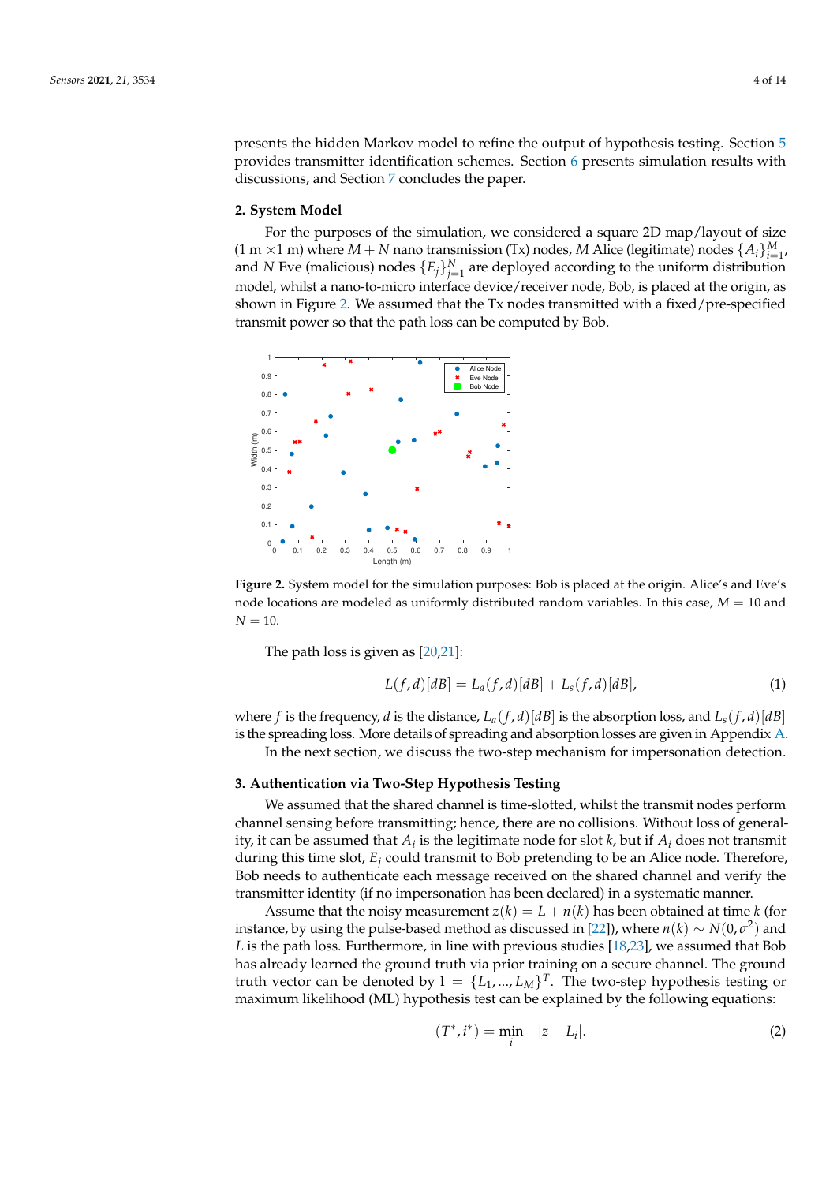presents the hidden Markov model to refine the output of hypothesis testing. Section 5 provides transmitter identification schemes. Section 6 presents simulation results with discussions, and Section 7 concludes the paper.

## 2. System Model

For the purposes of the simulation, we considered a square 2D map/layout of size (1 m ×1 m) where $M+N$ nano transmission (Tx) nodes, $M$ Alice (legitimate) nodes $\{A_i\}_{i=1}^{M}$, and $N$ Eve (malicious) nodes $\{E_j\}_{j=1}^{N}$ are deployed according to the uniform distribution model, whilst a nano-to-micro interface device/receiver node, Bob, is placed at the origin, as shown in Figure 2. We assumed that the Tx nodes transmitted with a fixed/pre-specified transmit power so that the path loss can be computed by Bob.

**Figure 2.** System model for the simulation purposes: Bob is placed at the origin. Alice's and Eve's node locations are modeled as uniformly distributed random variables. In this case, $M = 10$ and $N = 10$.

The path loss is given as [20,21]:

$$L(f,d)[dB] = L_a(f,d)[dB] + L_s(f,d)[dB], \tag{1}$$

where $f$ is the frequency, $d$ is the distance, $L_a(f,d)[dB]$ is the absorption loss, and $L_s(f,d)[dB]$ is the spreading loss. More details of spreading and absorption losses are given in Appendix A.

In the next section, we discuss the two-step mechanism for impersonation detection.

## 3. Authentication via Two-Step Hypothesis Testing

We assumed that the shared channel is time-slotted, whilst the transmit nodes perform channel sensing before transmitting; hence, there are no collisions. Without loss of generality, it can be assumed that $A_i$ is the legitimate node for slot $k$, but if $A_i$ does not transmit during this time slot, $E_j$ could transmit to Bob pretending to be an Alice node. Therefore, Bob needs to authenticate each message received on the shared channel and verify the transmitter identity (if no impersonation has been declared) in a systematic manner.

Assume that the noisy measurement $z(k) = L + n(k)$ has been obtained at time $k$ (for instance, by using the pulse-based method as discussed in [22]), where $n(k) \sim N(0,\sigma^2)$ and $L$ is the path loss. Furthermore, in line with previous studies [18,23], we assumed that Bob has already learned the ground truth via prior training on a secure channel. The ground truth vector can be denoted by $\mathbf{l} = \{L_1, ..., L_M\}^T$. The two-step hypothesis testing or maximum likelihood (ML) hypothesis test can be explained by the following equations:

$$(T^*, i^*) = \min_{i} \quad |z - L_i|. \tag{2}$$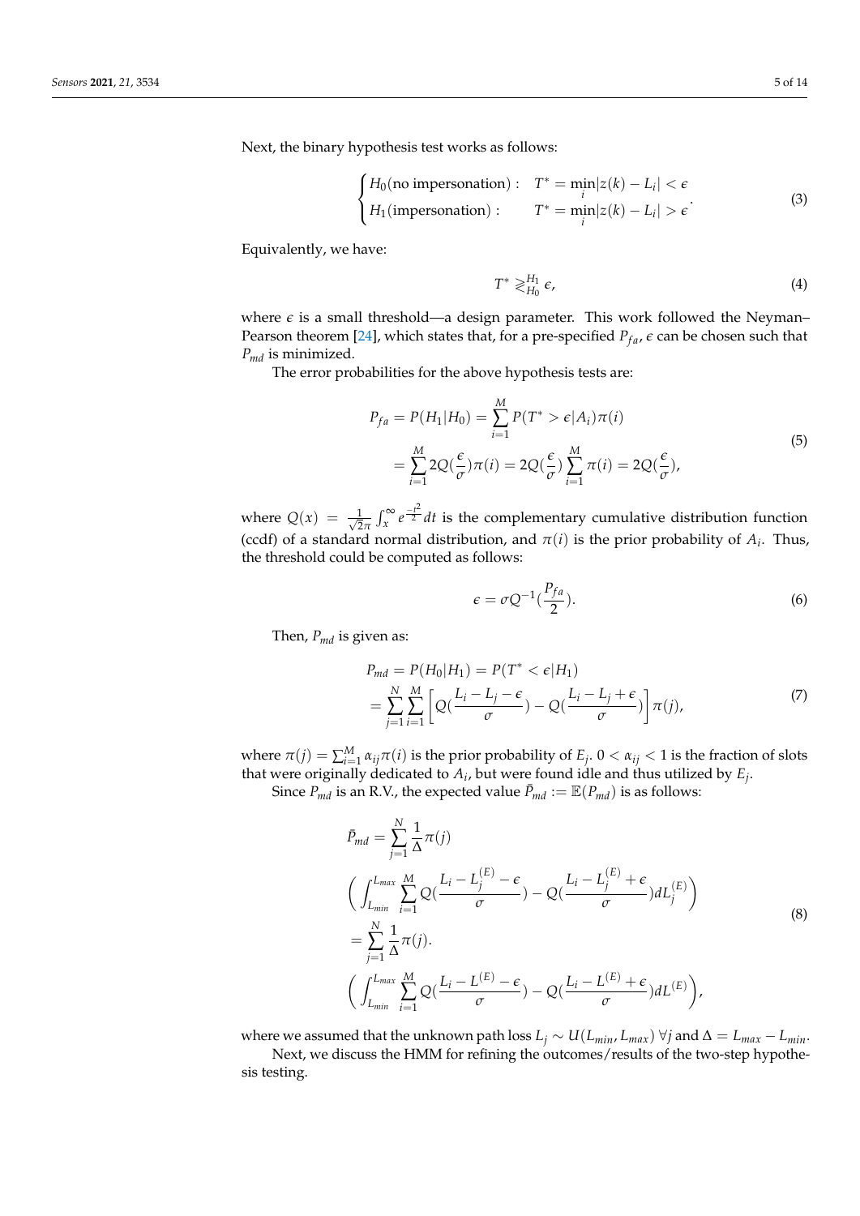Next, the binary hypothesis test works as follows:

$$\begin{cases} H_0(\text{no impersonation}): & T^* = \min_i |z(k) - L_i| < \epsilon \\ H_1(\text{impersonation}): & T^* = \min_i |z(k) - L_i| > \epsilon \end{cases}. \tag{3}$$

Equivalently, we have:

$$T^* \gtrless_{H_0}^{H_1} \epsilon, \tag{4}$$

where $\epsilon$ is a small threshold—a design parameter. This work followed the Neyman–Pearson theorem [24], which states that, for a pre-specified $P_{fa}$, $\epsilon$ can be chosen such that $P_{md}$ is minimized.

The error probabilities for the above hypothesis tests are:

$$\begin{aligned} P_{fa} = P(H_1|H_0) &= \sum_{i=1}^{M} P(T^* > \epsilon | A_i)\pi(i) \\ &= \sum_{i=1}^{M} 2Q(\frac{\epsilon}{\sigma})\pi(i) = 2Q(\frac{\epsilon}{\sigma}) \sum_{i=1}^{M} \pi(i) = 2Q(\frac{\epsilon}{\sigma}), \end{aligned} \tag{5}$$

where $Q(x) = \frac{1}{\sqrt{2\pi}} \int_x^\infty e^{\frac{-t^2}{2}} dt$ is the complementary cumulative distribution function (ccdf) of a standard normal distribution, and $\pi(i)$ is the prior probability of $A_i$. Thus, the threshold could be computed as follows:

$$\epsilon = \sigma Q^{-1}(\frac{P_{fa}}{2}). \tag{6}$$

Then, $P_{md}$ is given as:

$$\begin{aligned} P_{md} &= P(H_0|H_1) = P(T^* < \epsilon | H_1) \\ &= \sum_{j=1}^{N} \sum_{i=1}^{M} \left[ Q(\frac{L_i - L_j - \epsilon}{\sigma}) - Q(\frac{L_i - L_j + \epsilon}{\sigma}) \right] \pi(j), \end{aligned} \tag{7}$$

where $\pi(j) = \sum_{i=1}^{M} \alpha_{ij}\pi(i)$ is the prior probability of $E_j$. $0 < \alpha_{ij} < 1$ is the fraction of slots that were originally dedicated to $A_i$, but were found idle and thus utilized by $E_j$.

Since $P_{md}$ is an R.V., the expected value $\bar{P}_{md} := \mathbb{E}(P_{md})$ is as follows:

$$\begin{aligned} \bar{P}_{md} &= \sum_{j=1}^{N} \frac{1}{\Delta} \pi(j) \\ &\left( \int_{L_{min}}^{L_{max}} \sum_{i=1}^{M} Q(\frac{L_i - L_j^{(E)} - \epsilon}{\sigma}) - Q(\frac{L_i - L_j^{(E)} + \epsilon}{\sigma}) dL_j^{(E)} \right) \\ &= \sum_{j=1}^{N} \frac{1}{\Delta} \pi(j). \\ &\left( \int_{L_{min}}^{L_{max}} \sum_{i=1}^{M} Q(\frac{L_i - L^{(E)} - \epsilon}{\sigma}) - Q(\frac{L_i - L^{(E)} + \epsilon}{\sigma}) dL^{(E)} \right), \end{aligned} \tag{8}$$

where we assumed that the unknown path loss $L_j \sim U(L_{min}, L_{max})$ $\forall j$ and $\Delta = L_{max} - L_{min}$.

Next, we discuss the HMM for refining the outcomes/results of the two-step hypothesis testing.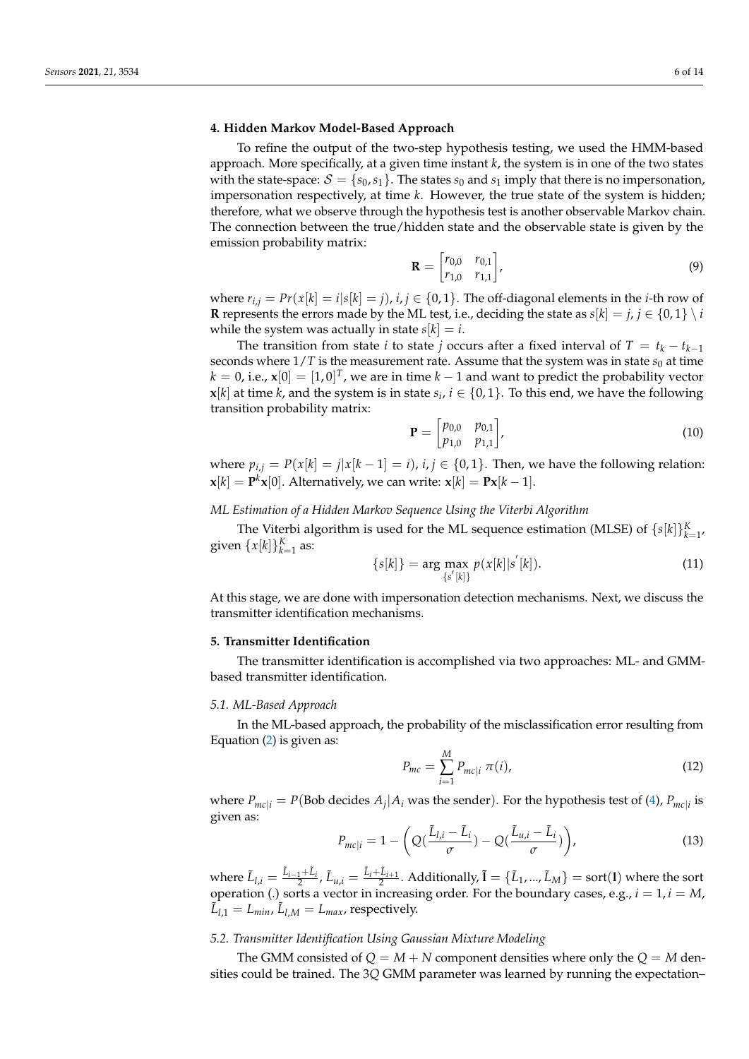## 4. Hidden Markov Model-Based Approach

To refine the output of the two-step hypothesis testing, we used the HMM-based approach. More specifically, at a given time instant $k$, the system is in one of the two states with the state-space: $\mathcal{S} = \{s_0, s_1\}$. The states $s_0$ and $s_1$ imply that there is no impersonation, impersonation respectively, at time $k$. However, the true state of the system is hidden; therefore, what we observe through the hypothesis test is another observable Markov chain. The connection between the true/hidden state and the observable state is given by the emission probability matrix:

$$\mathbf{R} = \begin{bmatrix} r_{0,0} & r_{0,1} \\ r_{1,0} & r_{1,1} \end{bmatrix}, \tag{9}$$

where $r_{i,j} = Pr(x[k] = i|s[k] = j)$, $i, j \in \{0, 1\}$. The off-diagonal elements in the $i$-th row of $\mathbf{R}$ represents the errors made by the ML test, i.e., deciding the state as $s[k] = j$, $j \in \{0, 1\} \setminus i$ while the system was actually in state $s[k] = i$.

The transition from state $i$ to state $j$ occurs after a fixed interval of $T = t_k - t_{k-1}$ seconds where $1/T$ is the measurement rate. Assume that the system was in state $s_0$ at time $k = 0$, i.e., $\mathbf{x}[0] = [1, 0]^T$, we are in time $k - 1$ and want to predict the probability vector $\mathbf{x}[k]$ at time $k$, and the system is in state $s_i$, $i \in \{0, 1\}$. To this end, we have the following transition probability matrix:

$$\mathbf{P} = \begin{bmatrix} p_{0,0} & p_{0,1} \\ p_{1,0} & p_{1,1} \end{bmatrix}, \tag{10}$$

where $p_{i,j} = P(x[k] = j|x[k-1] = i)$, $i, j \in \{0, 1\}$. Then, we have the following relation: $\mathbf{x}[k] = \mathbf{P}^k \mathbf{x}[0]$. Alternatively, we can write: $\mathbf{x}[k] = \mathbf{P}\mathbf{x}[k-1]$.

*ML Estimation of a Hidden Markov Sequence Using the Viterbi Algorithm*

The Viterbi algorithm is used for the ML sequence estimation (MLSE) of $\{s[k]\}_{k=1}^{K}$, given $\{x[k]\}_{k=1}^{K}$ as:

$$\{s[k]\} = \arg \max_{\{s^{'}[k]\}} p(x[k]|s^{'}[k]). \tag{11}$$

At this stage, we are done with impersonation detection mechanisms. Next, we discuss the transmitter identification mechanisms.

## 5. Transmitter Identification

The transmitter identification is accomplished via two approaches: ML- and GMM-based transmitter identification.

### 5.1. ML-Based Approach

In the ML-based approach, the probability of the misclassification error resulting from Equation (2) is given as:

$$P_{mc} = \sum_{i=1}^{M} P_{mc|i} \; \pi(i), \tag{12}$$

where $P_{mc|i} = P(\text{Bob decides } A_j|A_i \text{ was the sender})$. For the hypothesis test of (4), $P_{mc|i}$ is given as:

$$P_{mc|i} = 1 - \left( Q(\frac{\tilde{L}_{l,i} - \tilde{L}_i}{\sigma}) - Q(\frac{\tilde{L}_{u,i} - \tilde{L}_i}{\sigma}) \right), \tag{13}$$

where $\tilde{L}_{l,i} = \frac{\tilde{L}_{i-1} + \tilde{L}_i}{2}$, $\tilde{L}_{u,i} = \frac{\tilde{L}_i + \tilde{L}_{i+1}}{2}$. Additionally, $\tilde{\mathbf{l}} = \{\tilde{L}_1, ..., \tilde{L}_M\} = \text{sort}(\mathbf{l})$ where the sort operation (.) sorts a vector in increasing order. For the boundary cases, e.g., $i = 1, i = M$, $\tilde{L}_{l,1} = L_{min}$, $\tilde{L}_{l,M} = L_{max}$, respectively.

### 5.2. Transmitter Identification Using Gaussian Mixture Modeling

The GMM consisted of $Q = M + N$ component densities where only the $Q = M$ densities could be trained. The $3Q$ GMM parameter was learned by running the expectation–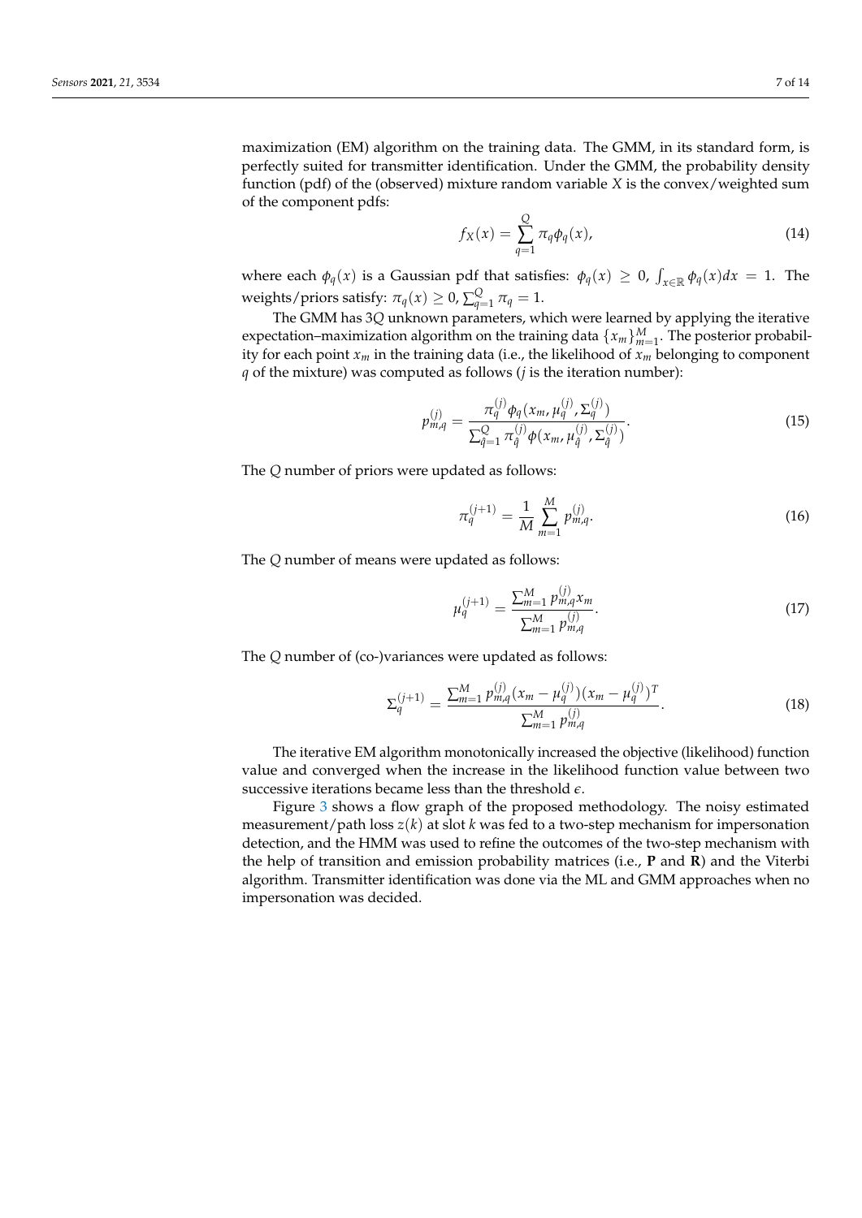maximization (EM) algorithm on the training data. The GMM, in its standard form, is perfectly suited for transmitter identification. Under the GMM, the probability density function (pdf) of the (observed) mixture random variable $X$ is the convex/weighted sum of the component pdfs:

$$f_X(x) = \sum_{q=1}^{Q} \pi_q \phi_q(x), \tag{14}$$

where each $\phi_q(x)$ is a Gaussian pdf that satisfies: $\phi_q(x) \geq 0$, $\int_{x \in \mathbb{R}} \phi_q(x)dx = 1$. The weights/priors satisfy: $\pi_q(x) \geq 0$, $\sum_{q=1}^{Q} \pi_q = 1$.

The GMM has $3Q$ unknown parameters, which were learned by applying the iterative expectation–maximization algorithm on the training data $\{x_m\}_{m=1}^{M}$. The posterior probability for each point $x_m$ in the training data (i.e., the likelihood of $x_m$ belonging to component $q$ of the mixture) was computed as follows ($j$ is the iteration number):

$$p_{m,q}^{(j)} = \frac{\pi_q^{(j)} \phi_q(x_m, \mu_q^{(j)}, \Sigma_q^{(j)})}{\sum_{\hat{q}=1}^{Q} \pi_{\hat{q}}^{(j)} \phi(x_m, \mu_{\hat{q}}^{(j)}, \Sigma_{\hat{q}}^{(j)})}. \tag{15}$$

The $Q$ number of priors were updated as follows:

$$\pi_q^{(j+1)} = \frac{1}{M} \sum_{m=1}^{M} p_{m,q}^{(j)}. \tag{16}$$

The $Q$ number of means were updated as follows:

$$\mu_q^{(j+1)} = \frac{\sum_{m=1}^{M} p_{m,q}^{(j)} x_m}{\sum_{m=1}^{M} p_{m,q}^{(j)}}. \tag{17}$$

The $Q$ number of (co-)variances were updated as follows:

$$\Sigma_q^{(j+1)} = \frac{\sum_{m=1}^{M} p_{m,q}^{(j)} (x_m - \mu_q^{(j)})(x_m - \mu_q^{(j)})^T}{\sum_{m=1}^{M} p_{m,q}^{(j)}}. \tag{18}$$

The iterative EM algorithm monotonically increased the objective (likelihood) function value and converged when the increase in the likelihood function value between two successive iterations became less than the threshold $\epsilon$.

Figure 3 shows a flow graph of the proposed methodology. The noisy estimated measurement/path loss $z(k)$ at slot $k$ was fed to a two-step mechanism for impersonation detection, and the HMM was used to refine the outcomes of the two-step mechanism with the help of transition and emission probability matrices (i.e., $\mathbf{P}$ and $\mathbf{R}$) and the Viterbi algorithm. Transmitter identification was done via the ML and GMM approaches when no impersonation was decided.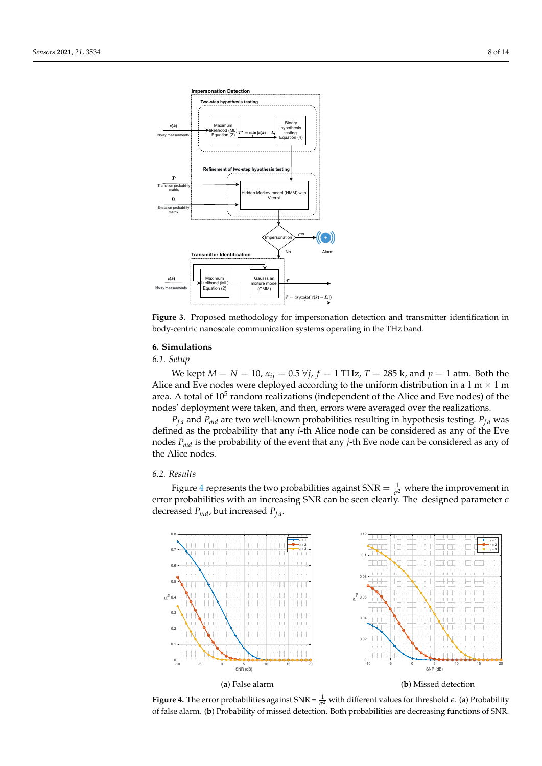**Figure 3.** Proposed methodology for impersonation detection and transmitter identification in body-centric nanoscale communication systems operating in the THz band.

## 6. Simulations

### 6.1. Setup

We kept $M = N = 10$, $\alpha_{ij} = 0.5\ \forall j$, $f = 1$ THz, $T = 285$ k, and $p = 1$ atm. Both the Alice and Eve nodes were deployed according to the uniform distribution in a 1 m $\times$ 1 m area. A total of $10^5$ random realizations (independent of the Alice and Eve nodes) of the nodes' deployment were taken, and then, errors were averaged over the realizations.

$P_{fa}$ and $P_{md}$ are two well-known probabilities resulting in hypothesis testing. $P_{fa}$ was defined as the probability that any $i$-th Alice node can be considered as any of the Eve nodes $P_{md}$ is the probability of the event that any $j$-th Eve node can be considered as any of the Alice nodes.

### 6.2. Results

Figure 4 represents the two probabilities against SNR $= \frac{1}{\sigma^2}$ where the improvement in error probabilities with an increasing SNR can be seen clearly. The designed parameter $\epsilon$ decreased $P_{md}$, but increased $P_{fa}$.

(**a**) False alarm

(**b**) Missed detection

**Figure 4.** The error probabilities against SNR = $\frac{1}{\sigma^2}$ with different values for threshold $\epsilon$. (**a**) Probability of false alarm. (**b**) Probability of missed detection. Both probabilities are decreasing functions of SNR.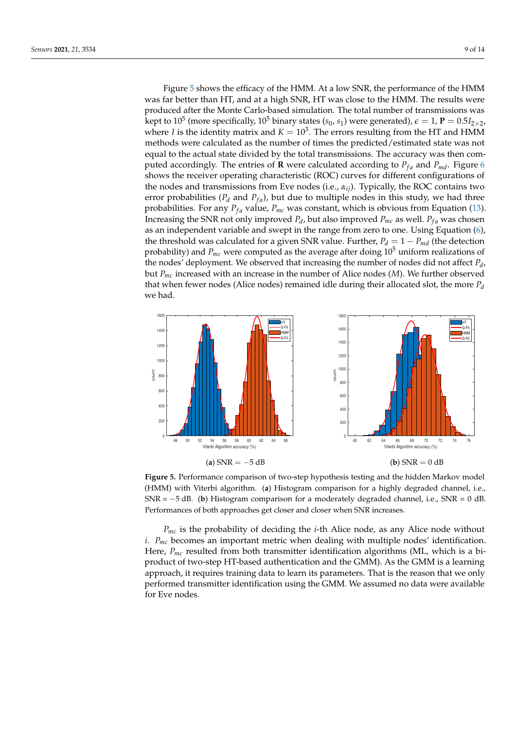Figure 5 shows the efficacy of the HMM. At a low SNR, the performance of the HMM was far better than HT, and at a high SNR, HT was close to the HMM. The results were produced after the Monte Carlo-based simulation. The total number of transmissions was kept to $10^5$ (more specifically, $10^5$ binary states ($s_0$, $s_1$) were generated), $\epsilon = 1$, $\mathbf{P} = 0.5I_{2\times2}$, where $I$ is the identity matrix and $K = 10^3$. The errors resulting from the HT and HMM methods were calculated as the number of times the predicted/estimated state was not equal to the actual state divided by the total transmissions. The accuracy was then computed accordingly. The entries of $\mathbf{R}$ were calculated according to $P_{fa}$ and $P_{md}$. Figure 6 shows the receiver operating characteristic (ROC) curves for different configurations of the nodes and transmissions from Eve nodes (i.e., $\alpha_{ij}$). Typically, the ROC contains two error probabilities ($P_d$ and $P_{fa}$), but due to multiple nodes in this study, we had three probabilities. For any $P_{fa}$ value, $P_{mc}$ was constant, which is obvious from Equation (13). Increasing the SNR not only improved $P_d$, but also improved $P_{mc}$ as well. $P_{fa}$ was chosen as an independent variable and swept in the range from zero to one. Using Equation (6), the threshold was calculated for a given SNR value. Further, $P_d = 1 - P_{md}$ (the detection probability) and $P_{mc}$ were computed as the average after doing $10^5$ uniform realizations of the nodes' deployment. We observed that increasing the number of nodes did not affect $P_d$, but $P_{mc}$ increased with an increase in the number of Alice nodes ($M$). We further observed that when fewer nodes (Alice nodes) remained idle during their allocated slot, the more $P_d$ we had.

(**a**) SNR $= -5$ dB

(**b**) SNR $= 0$ dB

**Figure 5.** Performance comparison of two-step hypothesis testing and the hidden Markov model (HMM) with Viterbi algorithm. (**a**) Histogram comparison for a highly degraded channel, i.e., SNR = $-5$ dB. (**b**) Histogram comparison for a moderately degraded channel, i.e., SNR = 0 dB. Performances of both approaches get closer and closer when SNR increases.

$P_{mc}$ is the probability of deciding the $i$-th Alice node, as any Alice node without $i$. $P_{mc}$ becomes an important metric when dealing with multiple nodes' identification. Here, $P_{mc}$ resulted from both transmitter identification algorithms (ML, which is a biproduct of two-step HT-based authentication and the GMM). As the GMM is a learning approach, it requires training data to learn its parameters. That is the reason that we only performed transmitter identification using the GMM. We assumed no data were available for Eve nodes.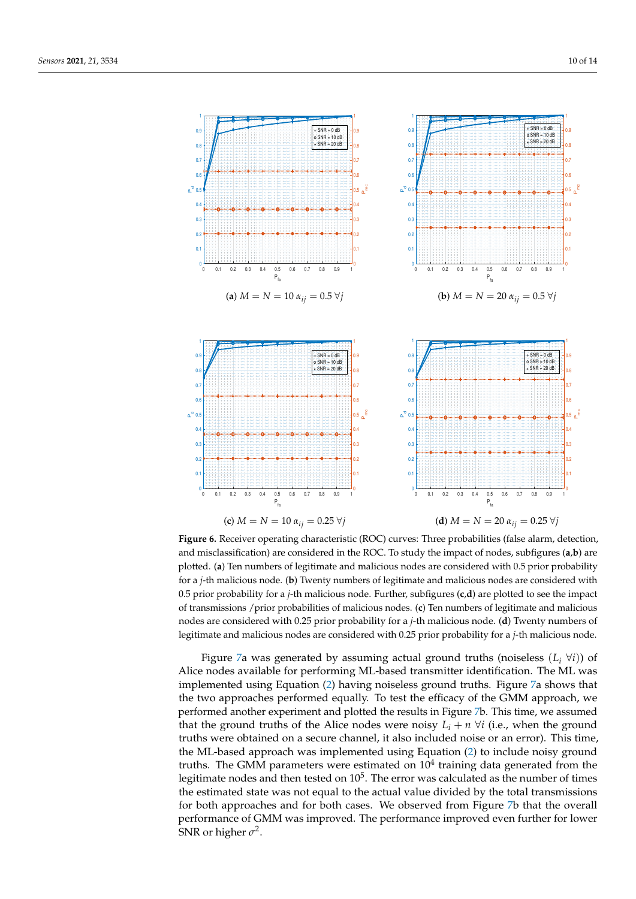(**a**) $M = N = 10$ $\alpha_{ij} = 0.5$ $\forall j$

(**b**) $M = N = 20$ $\alpha_{ij} = 0.5$ $\forall j$

(**c**) $M = N = 10$ $\alpha_{ij} = 0.25$ $\forall j$

(**d**) $M = N = 20$ $\alpha_{ij} = 0.25$ $\forall j$

**Figure 6.** Receiver operating characteristic (ROC) curves: Three probabilities (false alarm, detection, and misclassification) are considered in the ROC. To study the impact of nodes, subfigures (**a**,**b**) are plotted. (**a**) Ten numbers of legitimate and malicious nodes are considered with 0.5 prior probability for a $j$-th malicious node. (**b**) Twenty numbers of legitimate and malicious nodes are considered with 0.5 prior probability for a $j$-th malicious node. Further, subfigures (**c**,**d**) are plotted to see the impact of transmissions /prior probabilities of malicious nodes. (**c**) Ten numbers of legitimate and malicious nodes are considered with 0.25 prior probability for a $j$-th malicious node. (**d**) Twenty numbers of legitimate and malicious nodes are considered with 0.25 prior probability for a $j$-th malicious node.

Figure 7a was generated by assuming actual ground truths (noiseless ($L_i$ $\forall i$)) of Alice nodes available for performing ML-based transmitter identification. The ML was implemented using Equation (2) having noiseless ground truths. Figure 7a shows that the two approaches performed equally. To test the efficacy of the GMM approach, we performed another experiment and plotted the results in Figure 7b. This time, we assumed that the ground truths of the Alice nodes were noisy $L_i + n$ $\forall i$ (i.e., when the ground truths were obtained on a secure channel, it also included noise or an error). This time, the ML-based approach was implemented using Equation (2) to include noisy ground truths. The GMM parameters were estimated on $10^4$ training data generated from the legitimate nodes and then tested on $10^5$. The error was calculated as the number of times the estimated state was not equal to the actual value divided by the total transmissions for both approaches and for both cases. We observed from Figure 7b that the overall performance of GMM was improved. The performance improved even further for lower SNR or higher $\sigma^2$.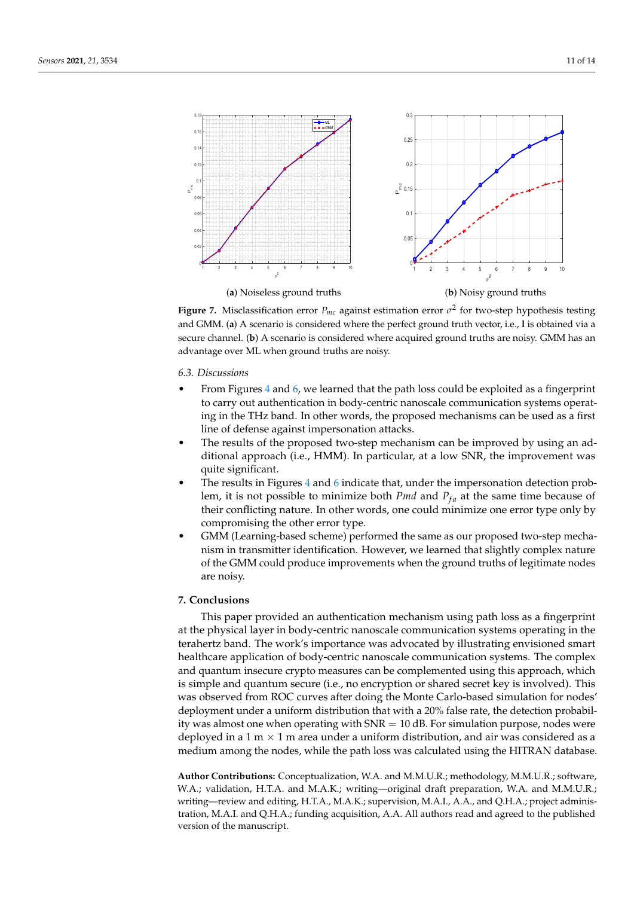(**a**) Noiseless ground truths

(**b**) Noisy ground truths

**Figure 7.** Misclassification error $P_{mc}$ against estimation error $\sigma^2$ for two-step hypothesis testing and GMM. (**a**) A scenario is considered where the perfect ground truth vector, i.e., **l** is obtained via a secure channel. (**b**) A scenario is considered where acquired ground truths are noisy. GMM has an advantage over ML when ground truths are noisy.

### 6.3. Discussions

- From Figures 4 and 6, we learned that the path loss could be exploited as a fingerprint to carry out authentication in body-centric nanoscale communication systems operating in the THz band. In other words, the proposed mechanisms can be used as a first line of defense against impersonation attacks.
- The results of the proposed two-step mechanism can be improved by using an additional approach (i.e., HMM). In particular, at a low SNR, the improvement was quite significant.
- The results in Figures 4 and 6 indicate that, under the impersonation detection problem, it is not possible to minimize both $Pmd$ and $P_{fa}$ at the same time because of their conflicting nature. In other words, one could minimize one error type only by compromising the other error type.
- GMM (Learning-based scheme) performed the same as our proposed two-step mechanism in transmitter identification. However, we learned that slightly complex nature of the GMM could produce improvements when the ground truths of legitimate nodes are noisy.

## 7. Conclusions

This paper provided an authentication mechanism using path loss as a fingerprint at the physical layer in body-centric nanoscale communication systems operating in the terahertz band. The work's importance was advocated by illustrating envisioned smart healthcare application of body-centric nanoscale communication systems. The complex and quantum insecure crypto measures can be complemented using this approach, which is simple and quantum secure (i.e., no encryption or shared secret key is involved). This was observed from ROC curves after doing the Monte Carlo-based simulation for nodes' deployment under a uniform distribution that with a 20% false rate, the detection probability was almost one when operating with SNR = 10 dB. For simulation purpose, nodes were deployed in a 1 m × 1 m area under a uniform distribution, and air was considered as a medium among the nodes, while the path loss was calculated using the HITRAN database.

**Author Contributions:** Conceptualization, W.A. and M.M.U.R.; methodology, M.M.U.R.; software, W.A.; validation, H.T.A. and M.A.K.; writing—original draft preparation, W.A. and M.M.U.R.; writing—review and editing, H.T.A., M.A.K.; supervision, M.A.I., A.A., and Q.H.A.; project administration, M.A.I. and Q.H.A.; funding acquisition, A.A. All authors read and agreed to the published version of the manuscript.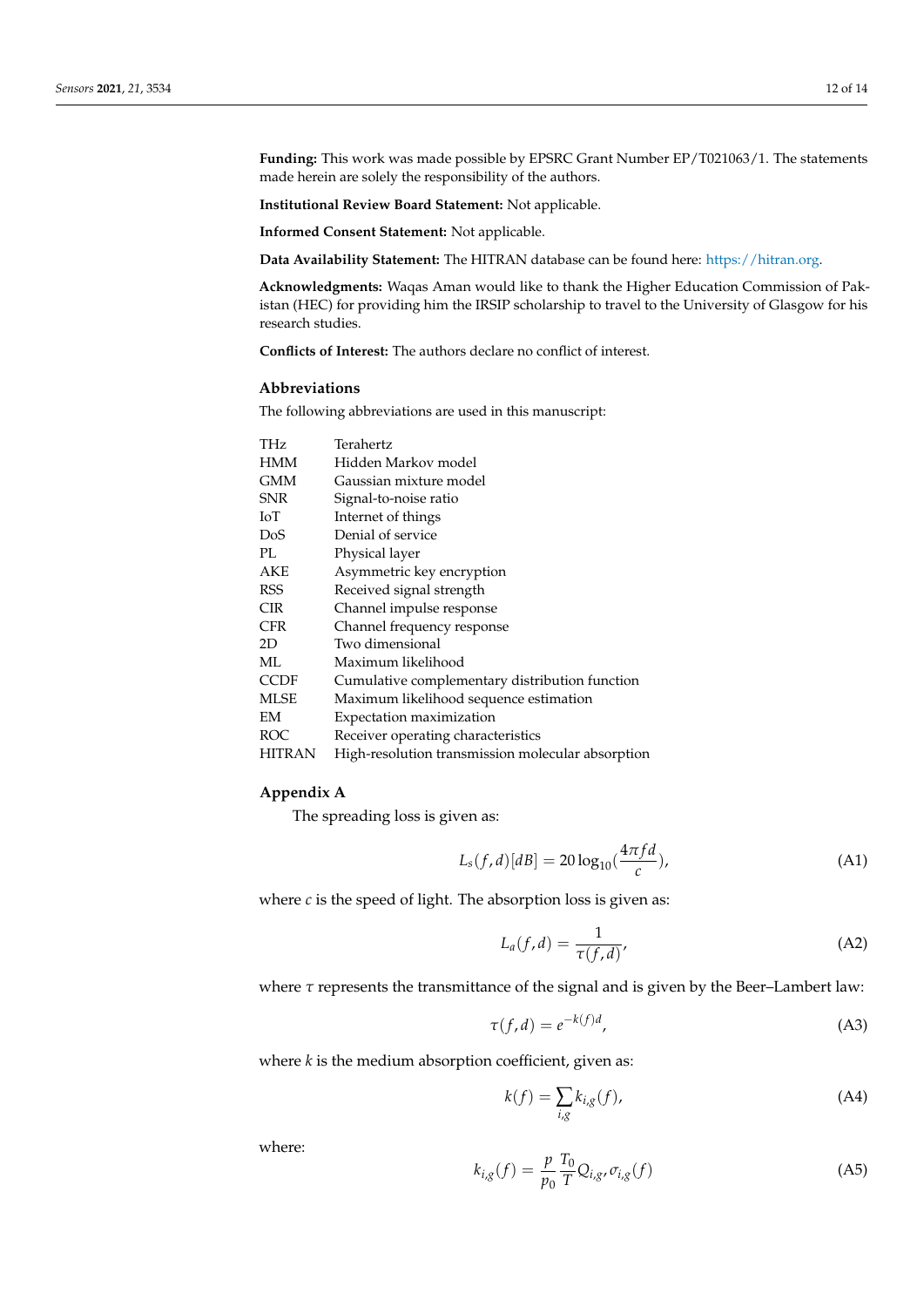**Funding:** This work was made possible by EPSRC Grant Number EP/T021063/1. The statements made herein are solely the responsibility of the authors.

**Institutional Review Board Statement:** Not applicable.

**Informed Consent Statement:** Not applicable.

**Data Availability Statement:** The HITRAN database can be found here: https://hitran.org.

**Acknowledgments:** Waqas Aman would like to thank the Higher Education Commission of Pakistan (HEC) for providing him the IRSIP scholarship to travel to the University of Glasgow for his research studies.

**Conflicts of Interest:** The authors declare no conflict of interest.

## Abbreviations

The following abbreviations are used in this manuscript:

| | |
|---|---|
| THz | Terahertz |
| HMM | Hidden Markov model |
| GMM | Gaussian mixture model |
| SNR | Signal-to-noise ratio |
| IoT | Internet of things |
| DoS | Denial of service |
| PL | Physical layer |
| AKE | Asymmetric key encryption |
| RSS | Received signal strength |
| CIR | Channel impulse response |
| CFR | Channel frequency response |
| 2D | Two dimensional |
| ML | Maximum likelihood |
| CCDF | Cumulative complementary distribution function |
| MLSE | Maximum likelihood sequence estimation |
| EM | Expectation maximization |
| ROC | Receiver operating characteristics |
| HITRAN | High-resolution transmission molecular absorption |

## Appendix A

The spreading loss is given as:

$$L_s(f,d)[dB] = 20\log_{10}(\frac{4\pi f d}{c}), \tag{A1}$$

where $c$ is the speed of light. The absorption loss is given as:

$$L_a(f,d) = \frac{1}{\tau(f,d)}, \tag{A2}$$

where $\tau$ represents the transmittance of the signal and is given by the Beer–Lambert law:

$$\tau(f,d) = e^{-k(f)d}, \tag{A3}$$

where $k$ is the medium absorption coefficient, given as:

$$k(f) = \sum_{i,g} k_{i,g}(f), \tag{A4}$$

where:

$$k_{i,g}(f) = \frac{p}{p_0}\frac{T_0}{T}Q_{i,g},\sigma_{i,g}(f) \tag{A5}$$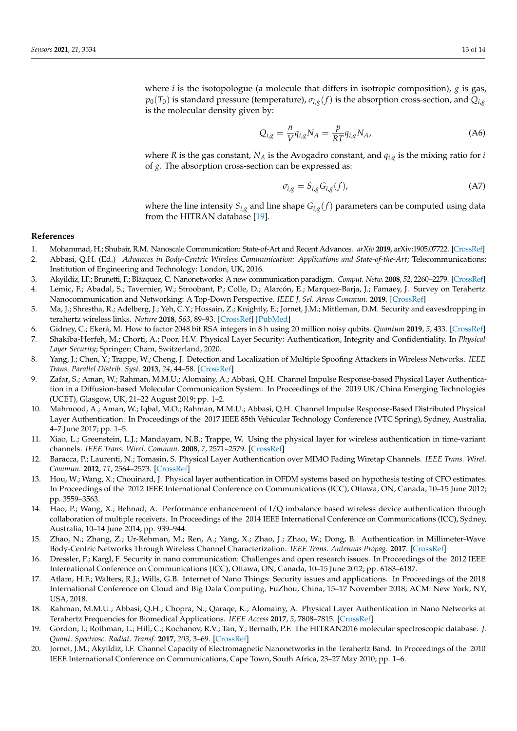where $i$ is the isotopologue (a molecule that differs in isotropic composition), $g$ is gas, $p_0(T_0)$ is standard pressure (temperature), $\sigma_{i,g}(f)$ is the absorption cross-section, and $Q_{i,g}$ is the molecular density given by:

$$Q_{i,g} = \frac{n}{V} q_{i,g} N_A = \frac{p}{RT} q_{i,g} N_A, \tag{A6}$$

where $R$ is the gas constant, $N_A$ is the Avogadro constant, and $q_{i,g}$ is the mixing ratio for $i$ of $g$. The absorption cross-section can be expressed as:

$$\sigma_{i,g} = S_{i,g} G_{i,g}(f), \tag{A7}$$

where the line intensity $S_{i,g}$ and line shape $G_{i,g}(f)$ parameters can be computed using data from the HITRAN database [19].

## References

1. Mohammad, H.; Shubair, R.M. Nanoscale Communication: State-of-Art and Recent Advances. *arXiv* **2019**, arXiv:1905.07722. [CrossRef]
2. Abbasi, Q.H. (Ed.) *Advances in Body-Centric Wireless Communication: Applications and State-of-the-Art*; Telecommunications; Institution of Engineering and Technology: London, UK, 2016.
3. Akyildiz, I.F.; Brunetti, F.; Blázquez, C. Nanonetworks: A new communication paradigm. *Comput. Netw.* **2008**, *52*, 2260–2279. [CrossRef]
4. Lemic, F.; Abadal, S.; Tavernier, W.; Stroobant, P.; Colle, D.; Alarcón, E.; Marquez-Barja, J.; Famaey, J. Survey on Terahertz Nanocommunication and Networking: A Top-Down Perspective. *IEEE J. Sel. Areas Commun.* **2019**. [CrossRef]
5. Ma, J.; Shrestha, R.; Adelberg, J.; Yeh, C.Y.; Hossain, Z.; Knightly, E.; Jornet, J.M.; Mittleman, D.M. Security and eavesdropping in terahertz wireless links. *Nature* **2018**, *563*, 89–93. [CrossRef] [PubMed]
6. Gidney, C.; Ekerå, M. How to factor 2048 bit RSA integers in 8 h using 20 million noisy qubits. *Quantum* **2019**, *5*, 433. [CrossRef]
7. Shakiba-Herfeh, M.; Chorti, A.; Poor, H.V. Physical Layer Security: Authentication, Integrity and Confidentiality. In *Physical Layer Security*; Springer: Cham, Switzerland, 2020.
8. Yang, J.; Chen, Y.; Trappe, W.; Cheng, J. Detection and Localization of Multiple Spoofing Attackers in Wireless Networks. *IEEE Trans. Parallel Distrib. Syst.* **2013**, *24*, 44–58. [CrossRef]
9. Zafar, S.; Aman, W.; Rahman, M.M.U.; Alomainy, A.; Abbasi, Q.H. Channel Impulse Response-based Physical Layer Authentication in a Diffusion-based Molecular Communication System. In Proceedings of the 2019 UK/China Emerging Technologies (UCET), Glasgow, UK, 21–22 August 2019; pp. 1–2.
10. Mahmood, A.; Aman, W.; Iqbal, M.O.; Rahman, M.M.U.; Abbasi, Q.H. Channel Impulse Response-Based Distributed Physical Layer Authentication. In Proceedings of the 2017 IEEE 85th Vehicular Technology Conference (VTC Spring), Sydney, Australia, 4–7 June 2017; pp. 1–5.
11. Xiao, L.; Greenstein, L.J.; Mandayam, N.B.; Trappe, W. Using the physical layer for wireless authentication in time-variant channels. *IEEE Trans. Wirel. Commun.* **2008**, *7*, 2571–2579. [CrossRef]
12. Baracca, P.; Laurenti, N.; Tomasin, S. Physical Layer Authentication over MIMO Fading Wiretap Channels. *IEEE Trans. Wirel. Commun.* **2012**, *11*, 2564–2573. [CrossRef]
13. Hou, W.; Wang, X.; Chouinard, J. Physical layer authentication in OFDM systems based on hypothesis testing of CFO estimates. In Proceedings of the 2012 IEEE International Conference on Communications (ICC), Ottawa, ON, Canada, 10–15 June 2012; pp. 3559–3563.
14. Hao, P.; Wang, X.; Behnad, A. Performance enhancement of I/Q imbalance based wireless device authentication through collaboration of multiple receivers. In Proceedings of the 2014 IEEE International Conference on Communications (ICC), Sydney, Australia, 10–14 June 2014; pp. 939–944.
15. Zhao, N.; Zhang, Z.; Ur-Rehman, M.; Ren, A.; Yang, X.; Zhao, J.; Zhao, W.; Dong, B. Authentication in Millimeter-Wave Body-Centric Networks Through Wireless Channel Characterization. *IEEE Trans. Antennas Propag.* **2017**. [CrossRef]
16. Dressler, F.; Kargl, F. Security in nano communication: Challenges and open research issues. In Proceedings of the 2012 IEEE International Conference on Communications (ICC), Ottawa, ON, Canada, 10–15 June 2012; pp. 6183–6187.
17. Atlam, H.F.; Walters, R.J.; Wills, G.B. Internet of Nano Things: Security issues and applications. In Proceedings of the 2018 International Conference on Cloud and Big Data Computing, FuZhou, China, 15–17 November 2018; ACM: New York, NY, USA, 2018.
18. Rahman, M.M.U.; Abbasi, Q.H.; Chopra, N.; Qaraqe, K.; Alomainy, A. Physical Layer Authentication in Nano Networks at Terahertz Frequencies for Biomedical Applications. *IEEE Access* **2017**, *5*, 7808–7815. [CrossRef]
19. Gordon, I.; Rothman, L.; Hill, C.; Kochanov, R.V.; Tan, Y.; Bernath, P.F. The HITRAN2016 molecular spectroscopic database. *J. Quant. Spectrosc. Radiat. Transf.* **2017**, *203*, 3–69. [CrossRef]
20. Jornet, J.M.; Akyildiz, I.F. Channel Capacity of Electromagnetic Nanonetworks in the Terahertz Band. In Proceedings of the 2010 IEEE International Conference on Communications, Cape Town, South Africa, 23–27 May 2010; pp. 1–6.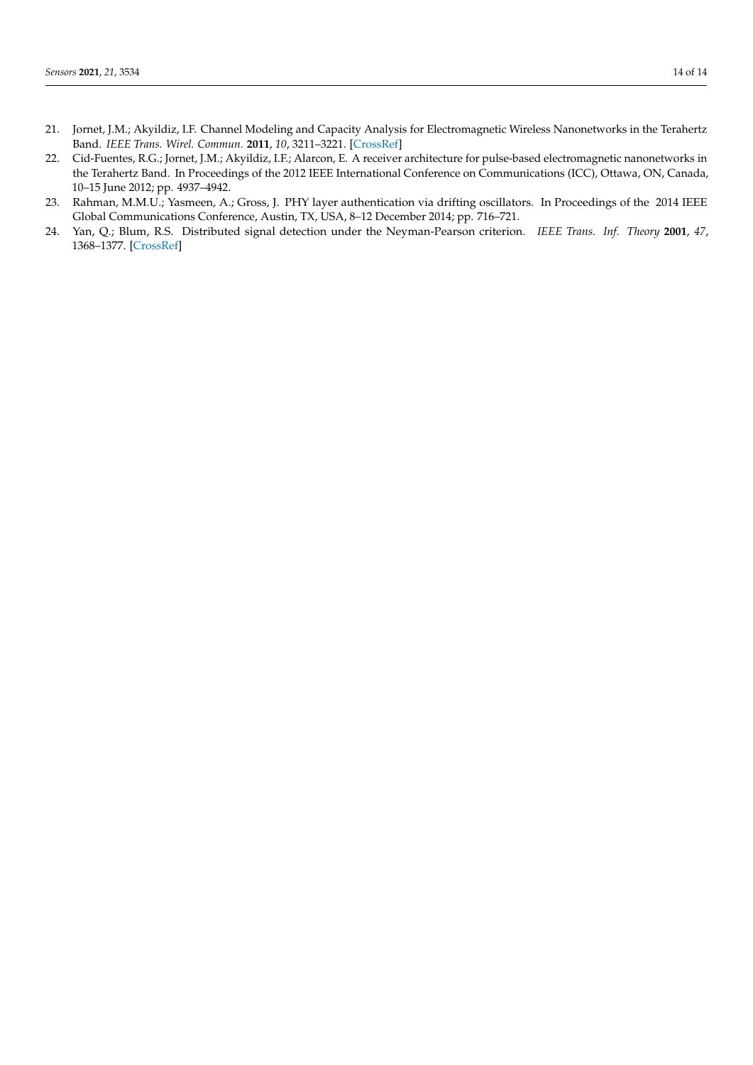21. Jornet, J.M.; Akyildiz, I.F. Channel Modeling and Capacity Analysis for Electromagnetic Wireless Nanonetworks in the Terahertz Band. *IEEE Trans. Wirel. Commun.* **2011**, *10*, 3211–3221. [CrossRef]
22. Cid-Fuentes, R.G.; Jornet, J.M.; Akyildiz, I.F.; Alarcon, E. A receiver architecture for pulse-based electromagnetic nanonetworks in the Terahertz Band. In Proceedings of the 2012 IEEE International Conference on Communications (ICC), Ottawa, ON, Canada, 10–15 June 2012; pp. 4937–4942.
23. Rahman, M.M.U.; Yasmeen, A.; Gross, J. PHY layer authentication via drifting oscillators. In Proceedings of the 2014 IEEE Global Communications Conference, Austin, TX, USA, 8–12 December 2014; pp. 716–721.
24. Yan, Q.; Blum, R.S. Distributed signal detection under the Neyman-Pearson criterion. *IEEE Trans. Inf. Theory* **2001**, *47*, 1368–1377. [CrossRef]